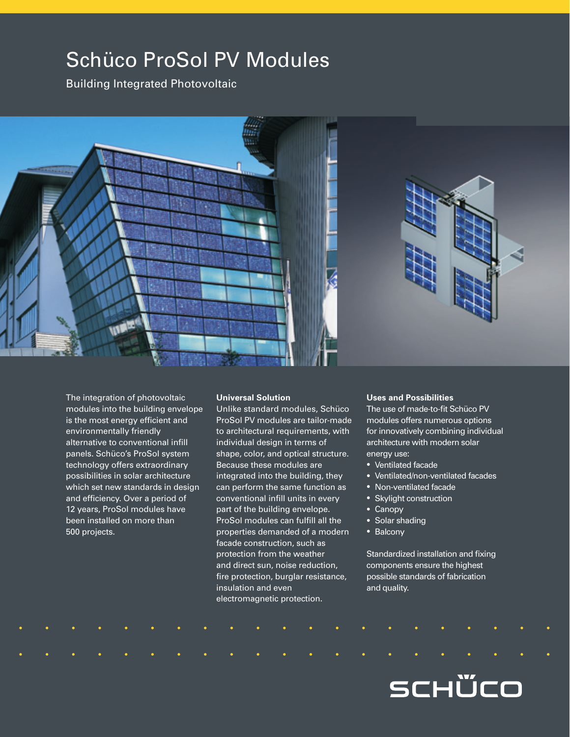# Schüco ProSol PV Modules

Building Integrated Photovoltaic

The integration of photovoltaic modules into the building envelope is the most energy efficient and environmentally friendly alternative to conventional infill panels. Schüco's ProSol system technology offers extraordinary possibilities in solar architecture which set new standards in design and efficiency. Over a period of 12 years, ProSol modules have been installed on more than 500 projects.

**Universal Solution**

Unlike standard modules, Schüco ProSol PV modules are tailor-made to architectural requirements, with individual design in terms of shape, color, and optical structure. Because these modules are integrated into the building, they can perform the same function as conventional infill units in every part of the building envelope. ProSol modules can fulfill all the properties demanded of a modern facade construction, such as protection from the weather and direct sun, noise reduction, fire protection, burglar resistance, insulation and even electromagnetic protection.

**Uses and Possibilities**

The use of made-to-fit Schüco PV modules offers numerous options for innovatively combining individual architecture with modern solar energy use:

- Ventilated facade
- Ventilated/non-ventilated facades
- Non-ventilated facade
- Skylight construction
- Canopy
- Solar shading
- Balcony

Standardized installation and fixing components ensure the highest possible standards of fabrication and quality.

SCHÜCO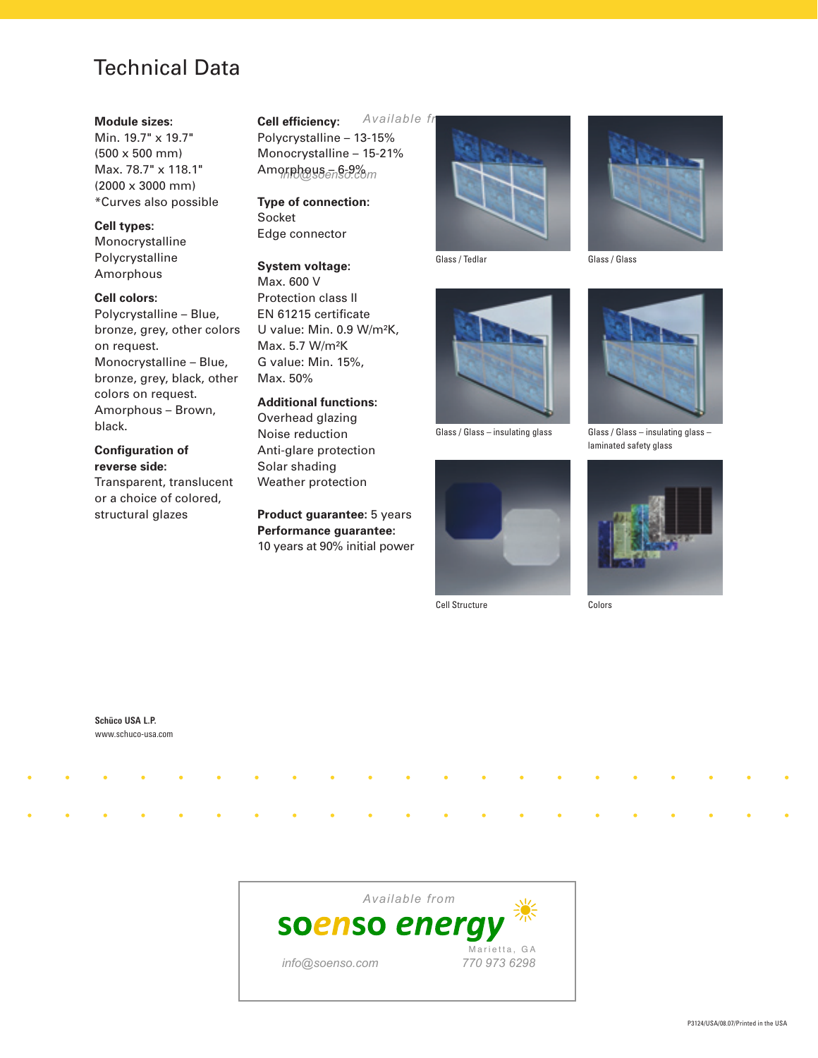## Technical Data

**Module sizes:**
Min. 19.7" x 19.7"
(500 x 500 mm)
Max. 78.7" x 118.1"
(2000 x 3000 mm)
*Curves also possible

**Cell types:**
Monocrystalline
Polycrystalline
Amorphous

**Cell colors:**
Polycrystalline – Blue, bronze, grey, other colors on request.
Monocrystalline – Blue, bronze, grey, black, other colors on request.
Amorphous – Brown, black.

**Configuration of reverse side:**
Transparent, translucent or a choice of colored, structural glazes

**Cell efficiency:**
Polycrystalline – 13-15%
Monocrystalline – 15-21%
Amorphous – 6-9%

**Type of connection:**
Socket
Edge connector

**System voltage:**
Max. 600 V
Protection class II
EN 61215 certificate
U value: Min. 0.9 W/m²K, Max. 5.7 W/m²K
G value: Min. 15%, Max. 50%

**Additional functions:**
Overhead glazing
Noise reduction
Anti-glare protection
Solar shading
Weather protection

**Product guarantee:** 5 years
**Performance guarantee:**
10 years at 90% initial power

Glass / Tedlar

Glass / Glass

Glass / Glass – insulating glass

Glass / Glass – insulating glass – laminated safety glass

Cell Structure

Colors

**Schüco USA L.P.**
www.schuco-usa.com

Available from
**soenso energy**
Marietta, GA
info@soenso.com
770 973 6298

P3124/USA/08.07/Printed in the USA